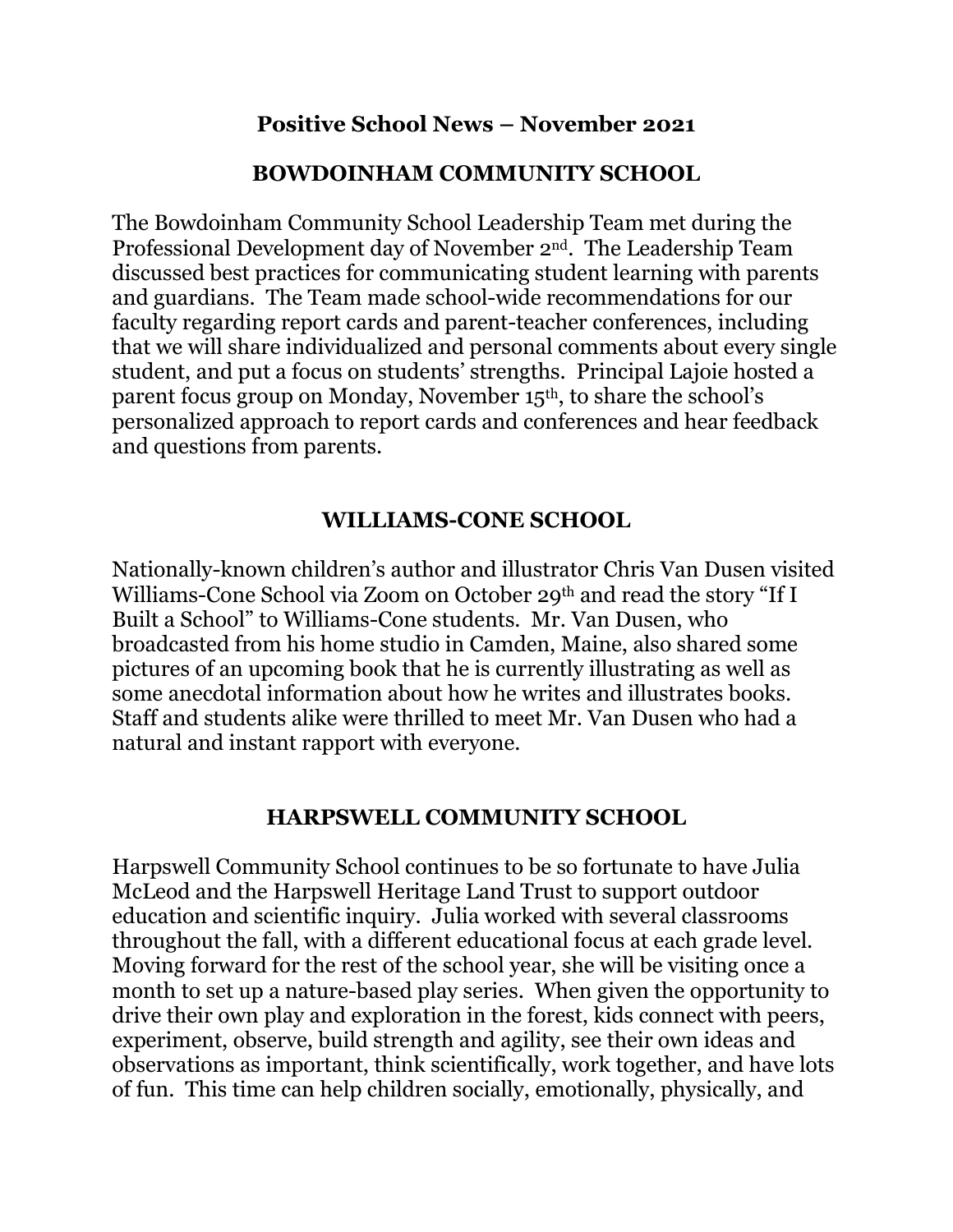# Positive School News – November 2021

## BOWDOINHAM COMMUNITY SCHOOL

The Bowdoinham Community School Leadership Team met during the Professional Development day of November 2nd. The Leadership Team discussed best practices for communicating student learning with parents and guardians. The Team made school-wide recommendations for our faculty regarding report cards and parent-teacher conferences, including that we will share individualized and personal comments about every single student, and put a focus on students' strengths. Principal Lajoie hosted a parent focus group on Monday, November 15th, to share the school's personalized approach to report cards and conferences and hear feedback and questions from parents.

## WILLIAMS-CONE SCHOOL

Nationally-known children's author and illustrator Chris Van Dusen visited Williams-Cone School via Zoom on October 29th and read the story "If I Built a School" to Williams-Cone students. Mr. Van Dusen, who broadcasted from his home studio in Camden, Maine, also shared some pictures of an upcoming book that he is currently illustrating as well as some anecdotal information about how he writes and illustrates books. Staff and students alike were thrilled to meet Mr. Van Dusen who had a natural and instant rapport with everyone.

## HARPSWELL COMMUNITY SCHOOL

Harpswell Community School continues to be so fortunate to have Julia McLeod and the Harpswell Heritage Land Trust to support outdoor education and scientific inquiry. Julia worked with several classrooms throughout the fall, with a different educational focus at each grade level. Moving forward for the rest of the school year, she will be visiting once a month to set up a nature-based play series. When given the opportunity to drive their own play and exploration in the forest, kids connect with peers, experiment, observe, build strength and agility, see their own ideas and observations as important, think scientifically, work together, and have lots of fun. This time can help children socially, emotionally, physically, and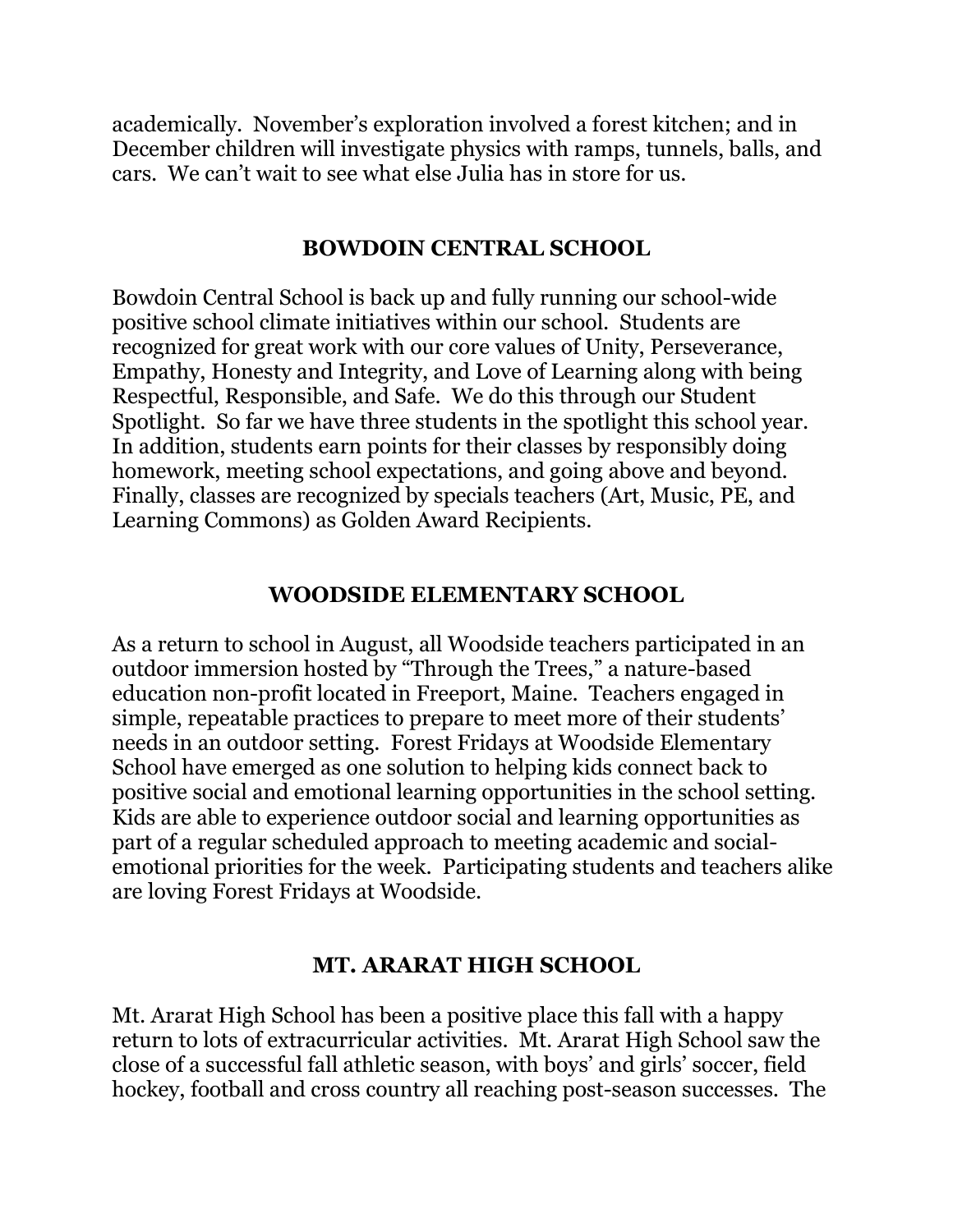academically. November's exploration involved a forest kitchen; and in December children will investigate physics with ramps, tunnels, balls, and cars. We can't wait to see what else Julia has in store for us.

## BOWDOIN CENTRAL SCHOOL

Bowdoin Central School is back up and fully running our school-wide positive school climate initiatives within our school. Students are recognized for great work with our core values of Unity, Perseverance, Empathy, Honesty and Integrity, and Love of Learning along with being Respectful, Responsible, and Safe. We do this through our Student Spotlight. So far we have three students in the spotlight this school year. In addition, students earn points for their classes by responsibly doing homework, meeting school expectations, and going above and beyond. Finally, classes are recognized by specials teachers (Art, Music, PE, and Learning Commons) as Golden Award Recipients.

## WOODSIDE ELEMENTARY SCHOOL

As a return to school in August, all Woodside teachers participated in an outdoor immersion hosted by "Through the Trees," a nature-based education non-profit located in Freeport, Maine. Teachers engaged in simple, repeatable practices to prepare to meet more of their students' needs in an outdoor setting. Forest Fridays at Woodside Elementary School have emerged as one solution to helping kids connect back to positive social and emotional learning opportunities in the school setting. Kids are able to experience outdoor social and learning opportunities as part of a regular scheduled approach to meeting academic and social-emotional priorities for the week. Participating students and teachers alike are loving Forest Fridays at Woodside.

## MT. ARARAT HIGH SCHOOL

Mt. Ararat High School has been a positive place this fall with a happy return to lots of extracurricular activities. Mt. Ararat High School saw the close of a successful fall athletic season, with boys' and girls' soccer, field hockey, football and cross country all reaching post-season successes. The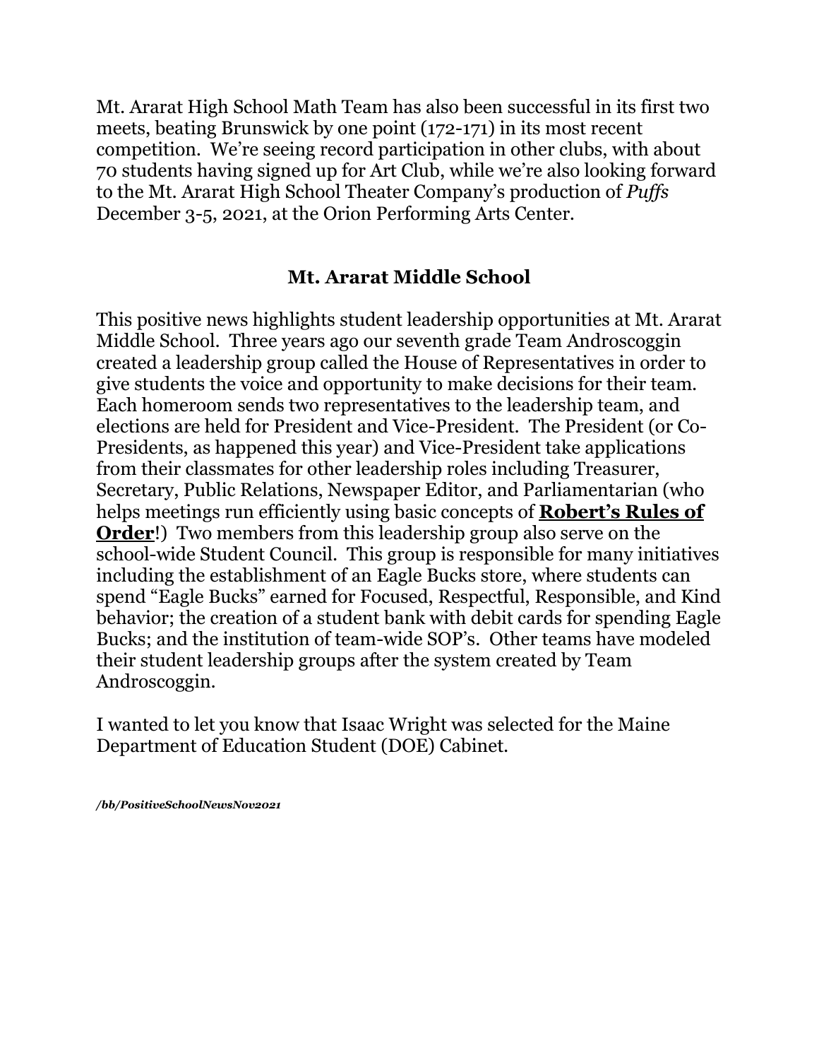Mt. Ararat High School Math Team has also been successful in its first two meets, beating Brunswick by one point (172-171) in its most recent competition. We're seeing record participation in other clubs, with about 70 students having signed up for Art Club, while we're also looking forward to the Mt. Ararat High School Theater Company's production of *Puffs* December 3-5, 2021, at the Orion Performing Arts Center.

## Mt. Ararat Middle School

This positive news highlights student leadership opportunities at Mt. Ararat Middle School. Three years ago our seventh grade Team Androscoggin created a leadership group called the House of Representatives in order to give students the voice and opportunity to make decisions for their team. Each homeroom sends two representatives to the leadership team, and elections are held for President and Vice-President. The President (or Co-Presidents, as happened this year) and Vice-President take applications from their classmates for other leadership roles including Treasurer, Secretary, Public Relations, Newspaper Editor, and Parliamentarian (who helps meetings run efficiently using basic concepts of **Robert's Rules of Order**!) Two members from this leadership group also serve on the school-wide Student Council. This group is responsible for many initiatives including the establishment of an Eagle Bucks store, where students can spend "Eagle Bucks" earned for Focused, Respectful, Responsible, and Kind behavior; the creation of a student bank with debit cards for spending Eagle Bucks; and the institution of team-wide SOP's. Other teams have modeled their student leadership groups after the system created by Team Androscoggin.

I wanted to let you know that Isaac Wright was selected for the Maine Department of Education Student (DOE) Cabinet.

***/bb/PositiveSchoolNewsNov2021***